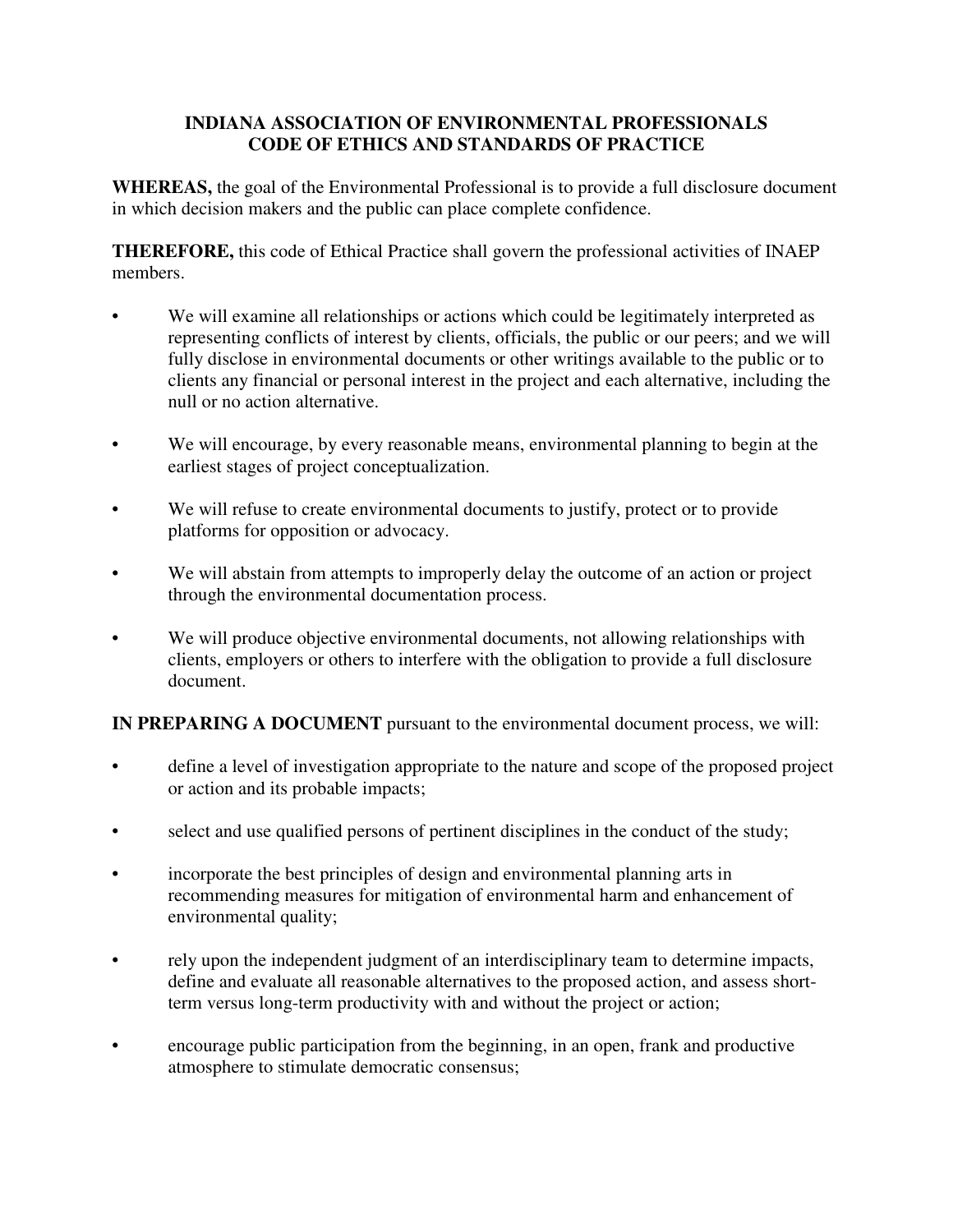# INDIANA ASSOCIATION OF ENVIRONMENTAL PROFESSIONALS
# CODE OF ETHICS AND STANDARDS OF PRACTICE

**WHEREAS,** the goal of the Environmental Professional is to provide a full disclosure document in which decision makers and the public can place complete confidence.

**THEREFORE,** this code of Ethical Practice shall govern the professional activities of INAEP members.

- We will examine all relationships or actions which could be legitimately interpreted as representing conflicts of interest by clients, officials, the public or our peers; and we will fully disclose in environmental documents or other writings available to the public or to clients any financial or personal interest in the project and each alternative, including the null or no action alternative.
- We will encourage, by every reasonable means, environmental planning to begin at the earliest stages of project conceptualization.
- We will refuse to create environmental documents to justify, protect or to provide platforms for opposition or advocacy.
- We will abstain from attempts to improperly delay the outcome of an action or project through the environmental documentation process.
- We will produce objective environmental documents, not allowing relationships with clients, employers or others to interfere with the obligation to provide a full disclosure document.

**IN PREPARING A DOCUMENT** pursuant to the environmental document process, we will:

- define a level of investigation appropriate to the nature and scope of the proposed project or action and its probable impacts;
- select and use qualified persons of pertinent disciplines in the conduct of the study;
- incorporate the best principles of design and environmental planning arts in recommending measures for mitigation of environmental harm and enhancement of environmental quality;
- rely upon the independent judgment of an interdisciplinary team to determine impacts, define and evaluate all reasonable alternatives to the proposed action, and assess short-term versus long-term productivity with and without the project or action;
- encourage public participation from the beginning, in an open, frank and productive atmosphere to stimulate democratic consensus;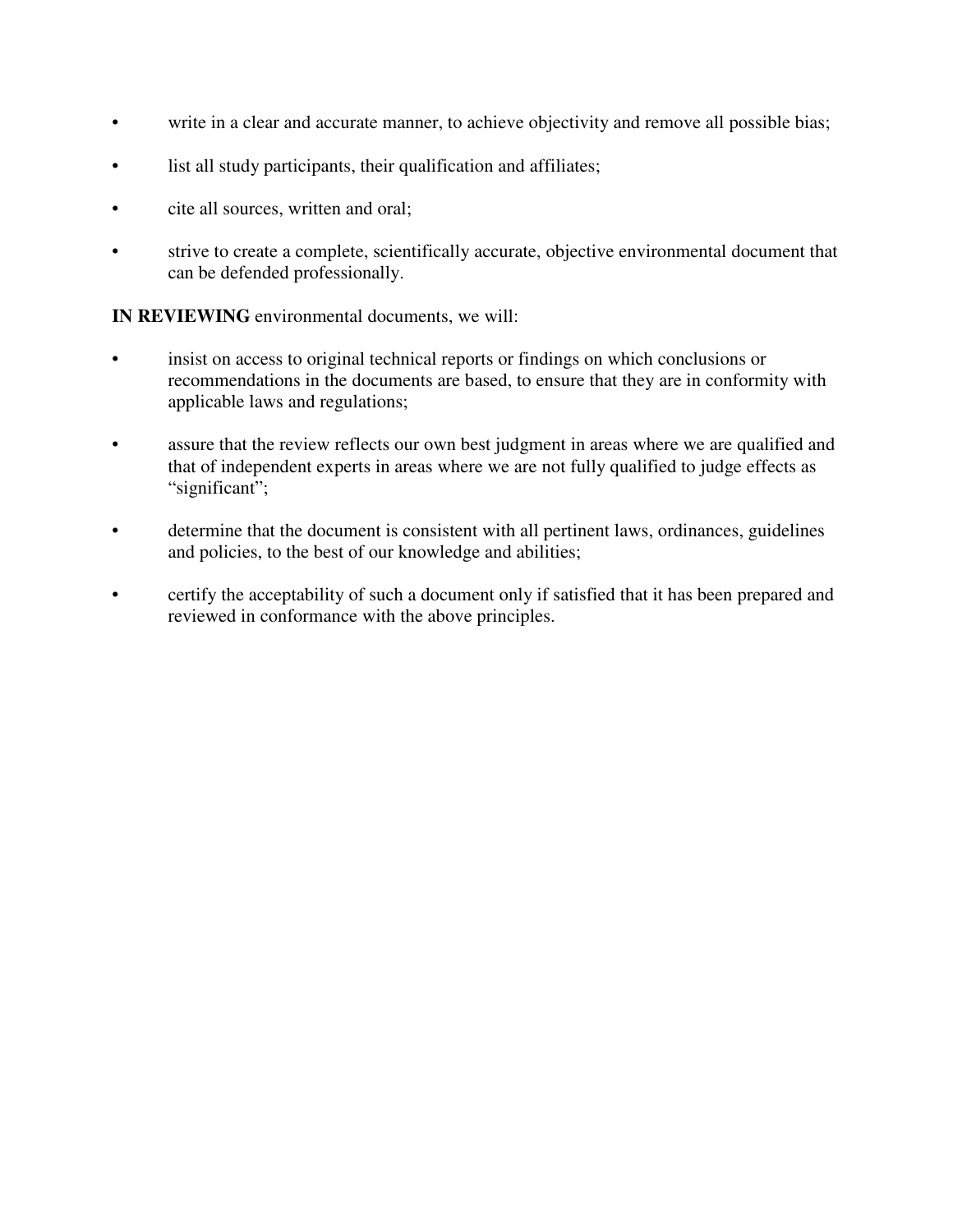- write in a clear and accurate manner, to achieve objectivity and remove all possible bias;
- list all study participants, their qualification and affiliates;
- cite all sources, written and oral;
- strive to create a complete, scientifically accurate, objective environmental document that can be defended professionally.

**IN REVIEWING** environmental documents, we will:

- insist on access to original technical reports or findings on which conclusions or recommendations in the documents are based, to ensure that they are in conformity with applicable laws and regulations;
- assure that the review reflects our own best judgment in areas where we are qualified and that of independent experts in areas where we are not fully qualified to judge effects as "significant";
- determine that the document is consistent with all pertinent laws, ordinances, guidelines and policies, to the best of our knowledge and abilities;
- certify the acceptability of such a document only if satisfied that it has been prepared and reviewed in conformance with the above principles.